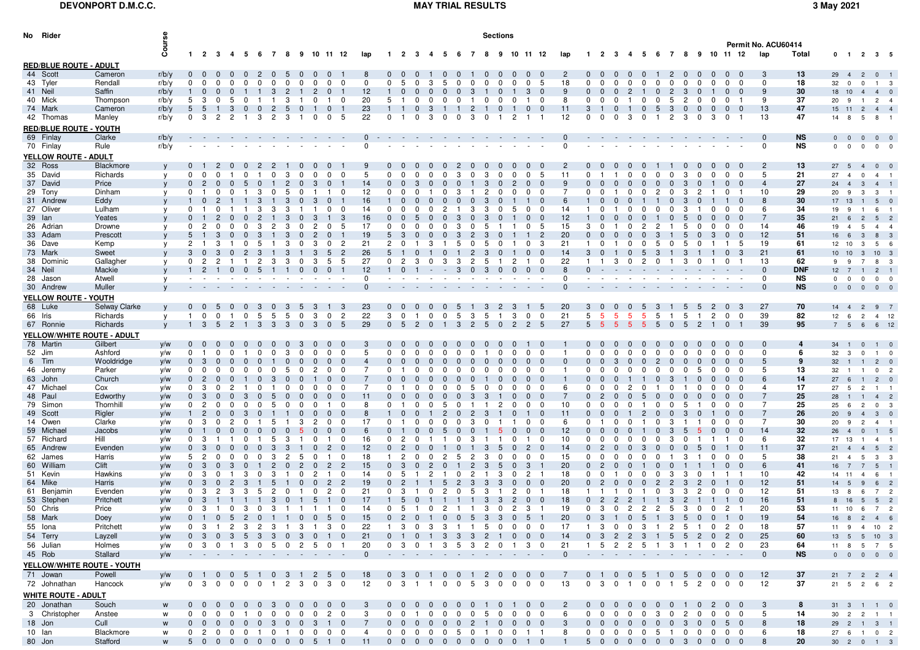**DEVONPORT D.M.C.C.** — **MAY TRIAL RESULTS** — **3 May 2021**

Permit No. ACU60414

| No | Rider | | Course | Sections | | | | | | | | | | | | | | | | | | | | | | | | | | | | | | | | | | | | | | | | | | | | |
|---|---|---|---|---|---|---|---|---|---|---|---|---|---|---|---|---|---|---|---|---|---|---|---|---|---|---|---|---|---|---|---|---|---|---|---|---|---|---|---|---|---|---|---|---|---|---|---|---|
| | | | | 1 | 2 | 3 | 4 | 5 | 6 | 7 | 8 | 9 | 10 | 11 | 12 | lap | 1 | 2 | 3 | 4 | 5 | 6 | 7 | 8 | 9 | 10 | 11 | 12 | lap | 1 | 2 | 3 | 4 | 5 | 6 | 7 | 8 | 9 | 10 | 11 | 12 | lap | Total | 0 | 1 | 2 | 3 | 5 |
| **RED/BLUE ROUTE - ADULT** | | | | | | | | | | | | | | | | | | | | | | | | | | | | | | | | | | | | | | | | | | | | | | | | |
| 44 | Scott | Cameron | r/b/y | 0 | 0 | 0 | 0 | 0 | 2 | 0 | 5 | 0 | 0 | 0 | 1 | 8 | 0 | 0 | 0 | 1 | 0 | 0 | 1 | 0 | 0 | 0 | 0 | 0 | 2 | 0 | 0 | 0 | 0 | 0 | 1 | 2 | 0 | 0 | 0 | 0 | 0 | 3 | **13** | 29 | 4 | 2 | 0 | 1 |
| 43 | Tyler | Rendall | r/b/y | 0 | 0 | 0 | 0 | 0 | 0 | 0 | 0 | 0 | 0 | 0 | 0 | 0 | 0 | 5 | 0 | 3 | 5 | 0 | 0 | 0 | 0 | 0 | 0 | 5 | 18 | 0 | 0 | 0 | 0 | 0 | 0 | 0 | 0 | 0 | 0 | 0 | 0 | 0 | **18** | 32 | 0 | 0 | 1 | 3 |
| 41 | Neil | Saffin | r/b/y | 1 | 0 | 0 | 0 | 1 | 1 | 3 | 2 | 1 | 2 | 0 | 1 | 12 | 1 | 0 | 0 | 0 | 0 | 0 | 3 | 1 | 0 | 1 | 3 | 0 | 9 | 0 | 0 | 0 | 2 | 1 | 0 | 2 | 3 | 0 | 1 | 0 | 0 | 9 | **30** | 18 | 10 | 4 | 4 | 0 |
| 40 | Mick | Thompson | r/b/y | 5 | 3 | 0 | 5 | 0 | 1 | 1 | 3 | 1 | 0 | 1 | 0 | 20 | 5 | 1 | 0 | 0 | 0 | 0 | 1 | 0 | 0 | 0 | 1 | 0 | 8 | 0 | 0 | 0 | 1 | 0 | 0 | 5 | 2 | 0 | 0 | 0 | 1 | 9 | **37** | 20 | 9 | 1 | 2 | 4 |
| 74 | Mark | Cameron | r/b/y | 5 | 5 | 1 | 3 | 0 | 0 | 2 | 5 | 0 | 1 | 0 | 1 | 23 | 1 | 1 | 0 | 3 | 1 | 1 | 2 | 1 | 0 | 1 | 0 | 0 | 11 | 3 | 1 | 0 | 1 | 0 | 5 | 3 | 0 | 0 | 0 | 0 | 0 | 13 | **47** | 15 | 11 | 2 | 4 | 4 |
| 42 | Thomas | Manley | r/b/y | 0 | 3 | 2 | 2 | 1 | 3 | 2 | 3 | 1 | 0 | 0 | 5 | 22 | 0 | 1 | 0 | 3 | 0 | 0 | 3 | 0 | 1 | 2 | 1 | 1 | 12 | 0 | 0 | 0 | 3 | 0 | 1 | 2 | 3 | 0 | 3 | 0 | 1 | 13 | **47** | 14 | 8 | 5 | 8 | 1 |
| **RED/BLUE ROUTE - YOUTH** | | | | | | | | | | | | | | | | | | | | | | | | | | | | | | | | | | | | | | | | | | | | | | | | |
| 69 | Finlay | Clarke | r/b/y | - | - | - | - | - | - | - | - | - | - | - | - | 0 | - | - | - | - | - | - | - | - | - | - | - | - | 0 | - | - | - | - | - | - | - | - | - | - | - | - | 0 | **NS** | 0 | 0 | 0 | 0 | 0 |
| 70 | Finlay | Rule | r/b/y | - | - | - | - | - | - | - | - | - | - | - | - | 0 | - | - | - | - | - | - | - | - | - | - | - | - | 0 | - | - | - | - | - | - | - | - | - | - | - | - | 0 | **NS** | 0 | 0 | 0 | 0 | 0 |
| **YELLOW ROUTE - ADULT** | | | | | | | | | | | | | | | | | | | | | | | | | | | | | | | | | | | | | | | | | | | | | | | | |
| 32 | Ross | Blackmore | y | 0 | 1 | 2 | 0 | 0 | 2 | 2 | 1 | 0 | 0 | 0 | 1 | 9 | 0 | 0 | 0 | 0 | 0 | 2 | 0 | 0 | 0 | 0 | 0 | 0 | 2 | 0 | 0 | 0 | 0 | 0 | 1 | 1 | 0 | 0 | 0 | 0 | 0 | 2 | **13** | 27 | 5 | 4 | 0 | 0 |
| 35 | David | Richards | y | 0 | 0 | 0 | 1 | 0 | 1 | 0 | 3 | 0 | 0 | 0 | 0 | 5 | 0 | 0 | 0 | 0 | 0 | 3 | 0 | 3 | 0 | 0 | 0 | 5 | 11 | 0 | 1 | 1 | 0 | 0 | 0 | 0 | 3 | 0 | 0 | 0 | 0 | 5 | **21** | 27 | 4 | 0 | 4 | 1 |
| 37 | David | Price | y | 0 | 2 | 0 | 0 | 5 | 0 | 1 | 2 | 0 | 3 | 0 | 1 | 14 | 0 | 0 | 3 | 0 | 0 | 0 | 1 | 3 | 0 | 2 | 0 | 0 | 9 | 0 | 0 | 0 | 0 | 0 | 0 | 0 | 3 | 0 | 1 | 0 | 0 | 4 | **27** | 24 | 4 | 3 | 4 | 1 |
| 29 | Tony | Dinham | y | 0 | 1 | 0 | 0 | 1 | 3 | 0 | 5 | 0 | 1 | 1 | 0 | 12 | 0 | 0 | 0 | 1 | 0 | 3 | 1 | 2 | 0 | 0 | 0 | 0 | 7 | 0 | 0 | 1 | 0 | 0 | 2 | 0 | 3 | 2 | 1 | 0 | 1 | 10 | **29** | 20 | 9 | 3 | 3 | 1 |
| 31 | Andrew | Eddy | y | 1 | 0 | 2 | 1 | 1 | 3 | 1 | 3 | 0 | 3 | 0 | 1 | 16 | 1 | 0 | 0 | 0 | 0 | 0 | 0 | 3 | 0 | 1 | 1 | 0 | 6 | 1 | 0 | 0 | 0 | 1 | 1 | 0 | 3 | 0 | 1 | 1 | 0 | 8 | **30** | 17 | 13 | 1 | 5 | 0 |
| 27 | Oliver | Lulham | y | 0 | 1 | 0 | 1 | 1 | 3 | 3 | 3 | 1 | 1 | 0 | 0 | 14 | 0 | 0 | 0 | 0 | 2 | 1 | 3 | 3 | 0 | 5 | 0 | 0 | 14 | 1 | 0 | 1 | 0 | 0 | 0 | 0 | 3 | 1 | 0 | 0 | 0 | 6 | **34** | 19 | 9 | 1 | 6 | 1 |
| 39 | Ian | Yeates | y | 0 | 1 | 2 | 0 | 0 | 2 | 1 | 3 | 0 | 3 | 1 | 3 | 16 | 0 | 0 | 5 | 0 | 0 | 3 | 0 | 3 | 0 | 1 | 0 | 0 | 12 | 1 | 0 | 0 | 0 | 0 | 1 | 0 | 5 | 0 | 0 | 0 | 0 | 7 | **35** | 21 | 6 | 2 | 5 | 2 |
| 26 | Adrian | Drowne | y | 0 | 2 | 0 | 0 | 0 | 3 | 2 | 3 | 0 | 2 | 0 | 5 | 17 | 0 | 0 | 0 | 0 | 0 | 3 | 0 | 5 | 1 | 1 | 0 | 5 | 15 | 3 | 0 | 1 | 0 | 2 | 2 | 1 | 5 | 0 | 0 | 0 | 0 | 14 | **46** | 19 | 4 | 5 | 4 | 4 |
| 33 | Adam | Prescott | y | 5 | 1 | 3 | 0 | 0 | 3 | 1 | 3 | 0 | 2 | 0 | 1 | 19 | 5 | 3 | 0 | 0 | 0 | 3 | 2 | 3 | 0 | 1 | 1 | 2 | 20 | 0 | 0 | 0 | 0 | 0 | 3 | 1 | 5 | 0 | 3 | 0 | 0 | 12 | **51** | 16 | 6 | 3 | 8 | 3 |
| 36 | Dave | Kemp | y | 2 | 1 | 3 | 1 | 0 | 5 | 1 | 3 | 0 | 3 | 0 | 2 | 21 | 2 | 0 | 1 | 3 | 1 | 5 | 0 | 5 | 0 | 1 | 0 | 3 | 21 | 1 | 0 | 1 | 0 | 0 | 5 | 0 | 5 | 0 | 1 | 1 | 5 | 19 | **61** | 12 | 10 | 3 | 5 | 6 |
| 73 | Mark | Sweet | y | 3 | 0 | 3 | 0 | 2 | 3 | 1 | 3 | 1 | 3 | 5 | 2 | 26 | 5 | 1 | 0 | 1 | 0 | 1 | 2 | 3 | 0 | 1 | 0 | 0 | 14 | 3 | 0 | 1 | 0 | 5 | 3 | 1 | 3 | 1 | 1 | 0 | 3 | 21 | **61** | 10 | 10 | 3 | 10 | 3 |
| 38 | Dominic | Gallagher | y | 0 | 2 | 2 | 1 | 1 | 2 | 3 | 3 | 0 | 3 | 5 | 5 | 27 | 0 | 2 | 3 | 0 | 3 | 3 | 2 | 5 | 1 | 2 | 1 | 0 | 22 | 1 | 1 | 3 | 0 | 2 | 0 | 1 | 3 | 0 | 1 | 0 | 1 | 13 | **62** | 9 | 9 | 7 | 8 | 3 |
| 34 | Neil | Mackie | y | 1 | 2 | 1 | 0 | 0 | 5 | 1 | 1 | 0 | 0 | 0 | 1 | 12 | 1 | 0 | 1 | - | - | 3 | 0 | 3 | 0 | 0 | 0 | 0 | 8 | 0 | - | - | - | - | - | - | - | - | - | - | - | 0 | **DNF** | 12 | 7 | 1 | 2 | 1 |
| 28 | Jason | Atwell | y | - | - | - | - | - | - | - | - | - | - | - | - | 0 | - | - | - | - | - | - | - | - | - | - | - | - | 0 | - | - | - | - | - | - | - | - | - | - | - | - | 0 | **NS** | 0 | 0 | 0 | 0 | 0 |
| 30 | Andrew | Muller | y | - | - | - | - | - | - | - | - | - | - | - | - | 0 | - | - | - | - | - | - | - | - | - | - | - | - | 0 | - | - | - | - | - | - | - | - | - | - | - | - | 0 | **NS** | 0 | 0 | 0 | 0 | 0 |
| **YELLOW ROUTE - YOUTH** | | | | | | | | | | | | | | | | | | | | | | | | | | | | | | | | | | | | | | | | | | | | | | | | |
| 68 | Luke | Selway Clarke | y | 0 | 0 | 5 | 0 | 0 | 3 | 0 | 3 | 5 | 3 | 1 | 3 | 23 | 0 | 0 | 0 | 0 | 0 | 5 | 1 | 3 | 2 | 3 | 1 | 5 | 20 | 3 | 0 | 0 | 0 | 5 | 3 | 1 | 5 | 5 | 2 | 0 | 3 | 27 | **70** | 14 | 4 | 2 | 9 | 7 |
| 66 | Iris | Richards | y | 1 | 0 | 0 | 1 | 0 | 5 | 5 | 5 | 0 | 3 | 0 | 2 | 22 | 3 | 0 | 1 | 0 | 0 | 5 | 3 | 5 | 1 | 3 | 0 | 0 | 21 | 5 | 5 | 5 | 5 | 5 | 5 | 1 | 5 | 1 | 2 | 0 | 0 | 39 | **82** | 12 | 6 | 2 | 4 | 12 |
| 67 | Ronnie | Richards | y | 1 | 3 | 5 | 2 | 1 | 3 | 3 | 3 | 0 | 3 | 0 | 5 | 29 | 0 | 5 | 2 | 0 | 1 | 3 | 2 | 5 | 0 | 2 | 2 | 5 | 27 | 5 | 5 | 5 | 5 | 5 | 5 | 0 | 5 | 2 | 1 | 0 | 1 | 39 | **95** | 7 | 5 | 6 | 6 | 12 |
| **YELLOW/WHITE ROUTE - ADULT** | | | | | | | | | | | | | | | | | | | | | | | | | | | | | | | | | | | | | | | | | | | | | | | | |
| 78 | Martin | Gilbert | y/w | 0 | 0 | 0 | 0 | 0 | 0 | 0 | 0 | 3 | 0 | 0 | 0 | 3 | 0 | 0 | 0 | 0 | 0 | 0 | 0 | 0 | 0 | 0 | 1 | 0 | 1 | 0 | 0 | 0 | 0 | 0 | 0 | 0 | 0 | 0 | 0 | 0 | 0 | 0 | **4** | 34 | 1 | 0 | 1 | 0 |
| 52 | Jim | Ashford | y/w | 0 | 1 | 0 | 0 | 1 | 0 | 0 | 3 | 0 | 0 | 0 | 0 | 5 | 0 | 0 | 0 | 0 | 0 | 0 | 0 | 1 | 0 | 0 | 0 | 0 | 1 | 0 | 0 | 0 | 0 | 0 | 0 | 0 | 0 | 0 | 0 | 0 | 0 | 0 | **6** | 32 | 3 | 0 | 1 | 0 |
| 6 | Tim | Wooldridge | y/w | 0 | 3 | 0 | 0 | 0 | 0 | 1 | 0 | 0 | 0 | 0 | 0 | 4 | 0 | 0 | 0 | 0 | 0 | 0 | 0 | 0 | 0 | 0 | 0 | 0 | 0 | 0 | 0 | 3 | 0 | 0 | 2 | 0 | 0 | 0 | 0 | 0 | 0 | 5 | **9** | 32 | 1 | 1 | 2 | 0 |
| 46 | Jeremy | Parker | y/w | 0 | 0 | 0 | 0 | 0 | 0 | 0 | 5 | 0 | 2 | 0 | 0 | 7 | 0 | 1 | 0 | 0 | 0 | 0 | 0 | 0 | 0 | 0 | 0 | 0 | 1 | 0 | 0 | 0 | 0 | 0 | 0 | 0 | 5 | 0 | 0 | 0 | 0 | 5 | **13** | 32 | 1 | 1 | 0 | 2 |
| 63 | John | Church | y/w | 0 | 2 | 0 | 0 | 1 | 0 | 3 | 0 | 0 | 1 | 0 | 0 | 7 | 0 | 0 | 0 | 0 | 0 | 0 | 0 | 1 | 0 | 0 | 0 | 0 | 1 | 0 | 0 | 0 | 1 | 1 | 0 | 3 | 1 | 0 | 0 | 0 | 0 | 6 | **14** | 27 | 6 | 1 | 2 | 0 |
| 47 | Michael | Cox | y/w | 0 | 3 | 0 | 2 | 1 | 0 | 1 | 0 | 0 | 0 | 0 | 0 | 7 | 0 | 1 | 0 | 0 | 0 | 0 | 5 | 0 | 0 | 0 | 0 | 0 | 6 | 0 | 0 | 0 | 2 | 0 | 1 | 0 | 1 | 0 | 0 | 0 | 0 | 4 | **17** | 27 | 5 | 2 | 1 | 1 |
| 48 | Paul | Edworthy | y/w | 0 | 3 | 0 | 0 | 3 | 0 | 5 | 0 | 0 | 0 | 0 | 0 | 11 | 0 | 0 | 0 | 0 | 0 | 0 | 3 | 3 | 1 | 0 | 0 | 0 | 7 | 0 | 2 | 0 | 0 | 5 | 0 | 0 | 0 | 0 | 0 | 0 | 0 | 7 | **25** | 28 | 1 | 1 | 4 | 2 |
| 79 | Simon | Thornhill | y/w | 0 | 2 | 0 | 0 | 0 | 0 | 5 | 0 | 0 | 0 | 1 | 0 | 8 | 0 | 1 | 0 | 0 | 5 | 0 | 1 | 1 | 2 | 0 | 0 | 0 | 10 | 0 | 0 | 0 | 0 | 1 | 0 | 0 | 5 | 1 | 0 | 0 | 0 | 7 | **25** | 25 | 6 | 2 | 0 | 3 |
| 49 | Scott | Rigler | y/w | 1 | 2 | 0 | 0 | 3 | 0 | 1 | 1 | 0 | 0 | 0 | 0 | 8 | 1 | 0 | 0 | 1 | 2 | 0 | 2 | 3 | 1 | 0 | 1 | 0 | 11 | 0 | 0 | 0 | 1 | 2 | 0 | 0 | 3 | 0 | 1 | 0 | 0 | 7 | **26** | 20 | 9 | 4 | 3 | 0 |
| 14 | Owen | Clarke | y/w | 0 | 3 | 0 | 2 | 0 | 1 | 5 | 1 | 3 | 2 | 0 | 0 | 17 | 0 | 1 | 0 | 0 | 0 | 0 | 3 | 0 | 1 | 1 | 0 | 0 | 6 | 0 | 1 | 0 | 0 | 1 | 0 | 3 | 1 | 1 | 0 | 0 | 0 | 7 | **30** | 20 | 9 | 2 | 4 | 1 |
| 59 | Michael | Jacobs | y/w | 0 | 1 | 0 | 0 | 0 | 0 | 0 | 0 | 5 | 0 | 0 | 0 | 6 | 0 | 1 | 0 | 0 | 5 | 0 | 0 | 1 | 5 | 0 | 0 | 0 | 12 | 0 | 0 | 0 | 0 | 1 | 0 | 3 | 5 | 5 | 0 | 0 | 0 | 14 | **32** | 26 | 4 | 0 | 1 | 5 |
| 57 | Richard | Hill | y/w | 0 | 3 | 1 | 1 | 0 | 1 | 5 | 3 | 1 | 0 | 1 | 0 | 16 | 0 | 2 | 0 | 1 | 1 | 0 | 3 | 1 | 1 | 0 | 1 | 0 | 10 | 0 | 0 | 0 | 0 | 0 | 0 | 3 | 0 | 1 | 1 | 1 | 0 | 6 | **32** | 17 | 13 | 1 | 4 | 1 |
| 65 | Andrew | Evenden | y/w | 0 | 3 | 0 | 0 | 0 | 0 | 3 | 3 | 1 | 0 | 2 | 0 | 12 | 0 | 2 | 0 | 0 | 1 | 0 | 1 | 3 | 5 | 0 | 2 | 0 | 14 | 0 | 2 | 0 | 0 | 3 | 0 | 0 | 0 | 5 | 0 | 1 | 0 | 11 | **37** | 21 | 4 | 4 | 5 | 2 |
| 62 | James | Harris | y/w | 5 | 2 | 0 | 0 | 0 | 0 | 3 | 2 | 5 | 0 | 1 | 0 | 18 | 1 | 2 | 0 | 0 | 2 | 5 | 2 | 3 | 0 | 0 | 0 | 0 | 15 | 0 | 0 | 0 | 0 | 0 | 0 | 1 | 3 | 1 | 0 | 0 | 0 | 5 | **38** | 21 | 4 | 5 | 3 | 3 |
| 60 | William | Clift | y/w | 0 | 3 | 0 | 3 | 0 | 1 | 2 | 0 | 2 | 0 | 2 | 2 | 15 | 0 | 3 | 0 | 2 | 0 | 1 | 2 | 3 | 5 | 0 | 3 | 1 | 20 | 0 | 2 | 0 | 0 | 1 | 0 | 0 | 1 | 1 | 1 | 0 | 0 | 6 | **41** | 16 | 7 | 7 | 5 | 1 |
| 51 | Kevin | Hawkins | y/w | 0 | 3 | 0 | 1 | 3 | 0 | 3 | 1 | 0 | 2 | 1 | 0 | 14 | 0 | 5 | 1 | 2 | 1 | 0 | 2 | 1 | 3 | 0 | 2 | 1 | 18 | 0 | 0 | 1 | 0 | 0 | 0 | 3 | 3 | 0 | 1 | 1 | 1 | 10 | **42** | 14 | 11 | 4 | 6 | 1 |
| 64 | Mike | Harris | y/w | 0 | 3 | 0 | 2 | 3 | 1 | 5 | 1 | 0 | 0 | 2 | 2 | 19 | 0 | 2 | 1 | 1 | 5 | 2 | 3 | 3 | 3 | 0 | 0 | 0 | 20 | 0 | 2 | 0 | 0 | 0 | 2 | 2 | 3 | 2 | 0 | 1 | 0 | 12 | **51** | 14 | 5 | 9 | 6 | 2 |
| 61 | Benjamin | Evenden | y/w | 0 | 3 | 2 | 3 | 3 | 5 | 2 | 0 | 1 | 0 | 2 | 0 | 21 | 0 | 3 | 1 | 0 | 2 | 0 | 5 | 3 | 1 | 2 | 0 | 1 | 18 | 1 | 1 | 1 | 0 | 1 | 0 | 3 | 3 | 2 | 0 | 0 | 0 | 12 | **51** | 13 | 8 | 6 | 7 | 2 |
| 53 | Stephen | Pritchett | y/w | 0 | 3 | 1 | 1 | 1 | 1 | 3 | 0 | 1 | 5 | 1 | 0 | 17 | 1 | 5 | 0 | 1 | 1 | 1 | 1 | 3 | 3 | 2 | 0 | 0 | 18 | 0 | 2 | 2 | 2 | 1 | 1 | 3 | 2 | 1 | 1 | 1 | 0 | 16 | **51** | 8 | 16 | 5 | 5 | 2 |
| 50 | Chris | Price | y/w | 0 | 3 | 1 | 0 | 3 | 0 | 3 | 1 | 1 | 1 | 1 | 0 | 14 | 0 | 5 | 1 | 0 | 2 | 1 | 1 | 3 | 0 | 2 | 3 | 1 | 19 | 0 | 3 | 0 | 2 | 2 | 2 | 5 | 3 | 0 | 0 | 2 | 1 | 20 | **53** | 11 | 10 | 6 | 7 | 2 |
| 58 | Mark | Doey | y/w | 0 | 1 | 0 | 5 | 2 | 0 | 1 | 1 | 0 | 0 | 5 | 0 | 15 | 0 | 2 | 0 | 1 | 0 | 0 | 5 | 3 | 3 | 0 | 5 | 1 | 20 | 0 | 3 | 1 | 0 | 5 | 1 | 3 | 5 | 0 | 0 | 1 | 0 | 19 | **54** | 16 | 8 | 2 | 4 | 6 |
| 55 | Iona | Pritchett | y/w | 0 | 3 | 1 | 2 | 3 | 2 | 3 | 1 | 3 | 1 | 3 | 0 | 22 | 1 | 3 | 0 | 3 | 3 | 1 | 1 | 5 | 0 | 0 | 0 | 0 | 17 | 1 | 3 | 0 | 0 | 3 | 1 | 2 | 5 | 1 | 0 | 2 | 0 | 18 | **57** | 11 | 9 | 4 | 10 | 2 |
| 54 | Terry | Layzell | y/w | 0 | 3 | 0 | 3 | 5 | 3 | 3 | 0 | 3 | 0 | 1 | 0 | 21 | 0 | 1 | 0 | 1 | 3 | 3 | 3 | 2 | 1 | 0 | 0 | 0 | 14 | 0 | 3 | 2 | 2 | 3 | 1 | 5 | 5 | 2 | 0 | 2 | 0 | 25 | **60** | 13 | 5 | 5 | 10 | 3 |
| 56 | Julian | Holmes | y/w | 0 | 3 | 0 | 1 | 3 | 0 | 5 | 0 | 2 | 5 | 0 | 1 | 20 | 0 | 3 | 0 | 1 | 3 | 5 | 3 | 2 | 0 | 1 | 3 | 0 | 21 | 1 | 5 | 2 | 2 | 5 | 1 | 3 | 1 | 1 | 0 | 2 | 0 | 23 | **64** | 11 | 8 | 5 | 7 | 5 |
| 45 | Rob | Stallard | y/w | - | - | - | - | - | - | - | - | - | - | - | - | 0 | - | - | - | - | - | - | - | - | - | - | - | - | 0 | - | - | - | - | - | - | - | - | - | - | - | - | 0 | **NS** | 0 | 0 | 0 | 0 | 0 |
| **YELLOW/WHITE ROUTE - YOUTH** | | | | | | | | | | | | | | | | | | | | | | | | | | | | | | | | | | | | | | | | | | | | | | | | |
| 71 | Jowan | Powell | y/w | 0 | 1 | 0 | 0 | 5 | 1 | 0 | 3 | 1 | 2 | 5 | 0 | 18 | 0 | 3 | 0 | 1 | 0 | 0 | 1 | 2 | 0 | 0 | 0 | 0 | 7 | 0 | 1 | 0 | 0 | 5 | 1 | 0 | 5 | 0 | 0 | 0 | 0 | 12 | **37** | 21 | 7 | 2 | 2 | 4 |
| 72 | Johnathan | Hancock | y/w | 0 | 3 | 0 | 0 | 0 | 0 | 1 | 2 | 3 | 0 | 3 | 0 | 12 | 0 | 3 | 1 | 1 | 0 | 0 | 5 | 3 | 0 | 0 | 0 | 0 | 13 | 0 | 3 | 0 | 1 | 0 | 0 | 1 | 5 | 2 | 0 | 0 | 0 | 12 | **37** | 21 | 5 | 2 | 6 | 2 |
| **WHITE ROUTE - ADULT** | | | | | | | | | | | | | | | | | | | | | | | | | | | | | | | | | | | | | | | | | | | | | | | | |
| 20 | Jonathan | Souch | w | 0 | 0 | 0 | 0 | 0 | 0 | 3 | 0 | 0 | 0 | 0 | 0 | 3 | 0 | 0 | 0 | 0 | 0 | 0 | 0 | 0 | 1 | 0 | 1 | 0 | 2 | 0 | 0 | 0 | 0 | 0 | 0 | 0 | 1 | 0 | 2 | 0 | 0 | 3 | **8** | 31 | 3 | 1 | 1 | 0 |
| 3 | Christopher | Anstee | w | 0 | 0 | 0 | 0 | 1 | 0 | 0 | 0 | 0 | 0 | 2 | 0 | 3 | 0 | 0 | 1 | 0 | 0 | 0 | 0 | 5 | 0 | 0 | 0 | 0 | 6 | 0 | 0 | 0 | 0 | 0 | 0 | 3 | 0 | 2 | 0 | 0 | 0 | 5 | **14** | 30 | 2 | 2 | 1 | 1 |
| 18 | Jon | Cull | w | 0 | 0 | 0 | 0 | 0 | 0 | 3 | 0 | 0 | 3 | 1 | 0 | 7 | 0 | 0 | 0 | 0 | 0 | 0 | 0 | 2 | 1 | 0 | 0 | 0 | 3 | 0 | 0 | 0 | 0 | 0 | 0 | 0 | 3 | 0 | 0 | 5 | 0 | 8 | **18** | 29 | 2 | 1 | 3 | 1 |
| 10 | Ian | Blackmore | w | 0 | 2 | 0 | 0 | 0 | 1 | 0 | 1 | 0 | 0 | 0 | 0 | 4 | 0 | 0 | 0 | 0 | 0 | 5 | 0 | 1 | 0 | 0 | 1 | 1 | 8 | 0 | 0 | 0 | 0 | 0 | 5 | 1 | 0 | 0 | 0 | 0 | 0 | 6 | **18** | 27 | 6 | 1 | 0 | 2 |
| 80 | Jon | Stafford | w | 5 | 0 | 0 | 0 | 0 | 0 | 0 | 0 | 0 | 5 | 1 | 0 | 11 | 0 | 0 | 0 | 0 | 0 | 0 | 0 | 0 | 0 | 0 | 1 | 0 | 1 | 5 | 0 | 0 | 0 | 0 | 0 | 0 | 3 | 0 | 0 | 0 | 0 | 8 | **20** | 30 | 2 | 0 | 1 | 3 |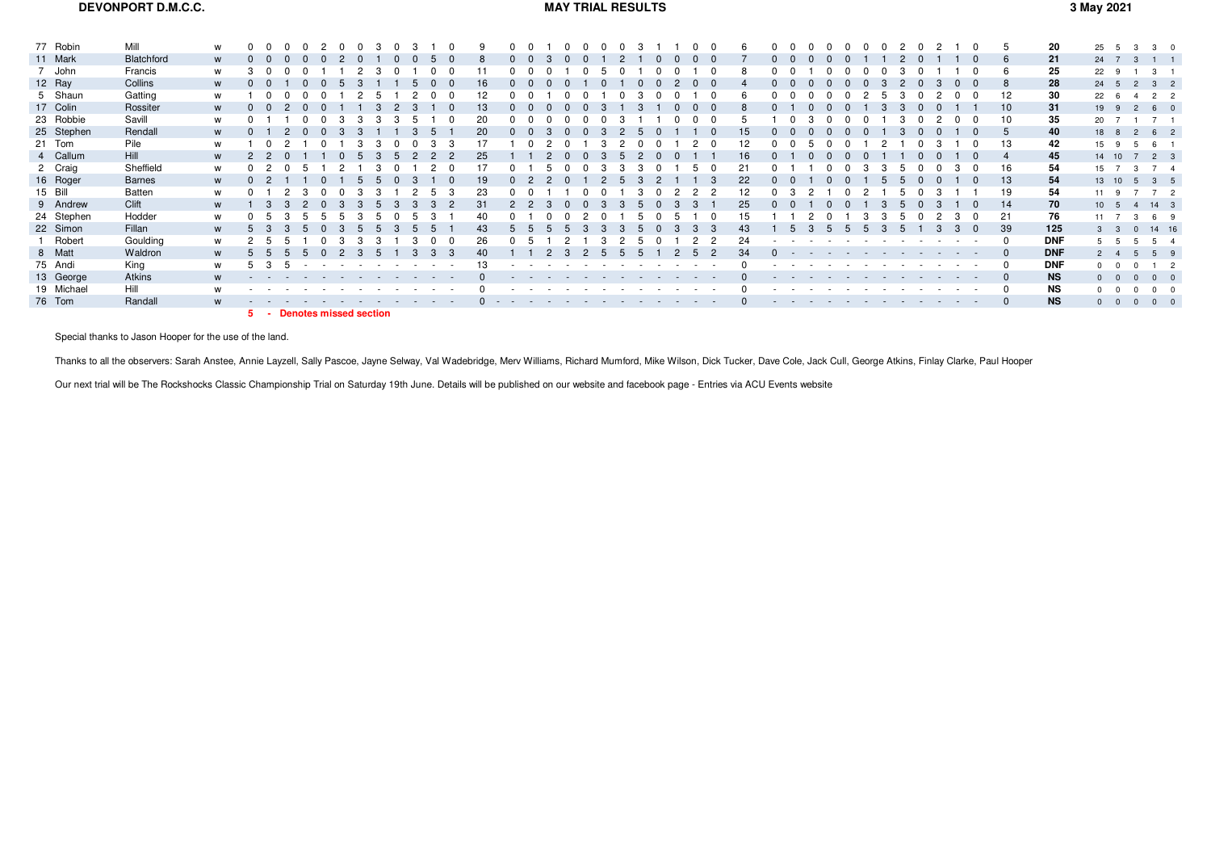**DEVONPORT D.M.C.C.** — **MAY TRIAL RESULTS** — **3 May 2021**

| | | | | | | | | | | | | | | | | | | | | | | | | | | | | | | | | | | | | | | | | | | | | | | | | |
|---|---|---|---|---|---|---|---|---|---|---|---|---|---|---|---|---|---|---|---|---|---|---|---|---|---|---|---|---|---|---|---|---|---|---|---|---|---|---|---|---|---|---|---|---|---|---|---|---|
| 77 | Robin | Mill | w | 0 | 0 | 0 | 0 | 2 | 0 | 0 | 3 | 0 | 3 | 1 | 0 | 9 | 0 | 0 | 1 | 0 | 0 | 0 | 0 | 3 | 1 | 1 | 0 | 0 | 6 | 0 | 0 | 0 | 0 | 0 | 0 | 0 | 2 | 0 | 2 | 1 | 0 | 5 | **20** | 25 | 5 | 3 | 3 | 0 |
| 11 | Mark | Blatchford | w | 0 | 0 | 0 | 0 | 0 | 2 | 0 | 1 | 0 | 0 | 5 | 0 | 8 | 0 | 0 | 3 | 0 | 0 | 1 | 2 | 1 | 0 | 0 | 0 | 0 | 7 | 0 | 0 | 0 | 0 | 0 | 1 | 1 | 2 | 0 | 1 | 1 | 0 | 6 | **21** | 24 | 7 | 3 | 1 | 1 |
| 7 | John | Francis | w | 3 | 0 | 0 | 0 | 1 | 1 | 2 | 3 | 0 | 1 | 0 | 0 | 11 | 0 | 0 | 0 | 1 | 0 | 5 | 0 | 1 | 0 | 0 | 1 | 0 | 8 | 0 | 0 | 1 | 0 | 0 | 0 | 0 | 3 | 0 | 1 | 1 | 0 | 6 | **25** | 22 | 9 | 1 | 3 | 1 |
| 12 | Ray | Collins | w | 0 | 0 | 1 | 0 | 0 | 5 | 3 | 1 | 1 | 5 | 0 | 0 | 16 | 0 | 0 | 0 | 0 | 1 | 0 | 1 | 0 | 0 | 2 | 0 | 0 | 4 | 0 | 0 | 0 | 0 | 0 | 0 | 3 | 2 | 0 | 3 | 0 | 0 | 8 | **28** | 24 | 5 | 2 | 3 | 2 |
| 5 | Shaun | Gatting | w | 1 | 0 | 0 | 0 | 0 | 1 | 2 | 5 | 1 | 2 | 0 | 0 | 12 | 0 | 0 | 1 | 0 | 0 | 1 | 0 | 3 | 0 | 0 | 1 | 0 | 6 | 0 | 0 | 0 | 0 | 0 | 2 | 5 | 3 | 0 | 2 | 0 | 0 | 12 | **30** | 22 | 6 | 4 | 2 | 2 |
| 17 | Colin | Rossiter | w | 0 | 0 | 2 | 0 | 0 | 1 | 1 | 3 | 2 | 3 | 1 | 0 | 13 | 0 | 0 | 0 | 0 | 0 | 3 | 1 | 3 | 1 | 0 | 0 | 0 | 8 | 0 | 1 | 0 | 0 | 0 | 1 | 3 | 3 | 0 | 0 | 1 | 1 | 10 | **31** | 19 | 9 | 2 | 6 | 0 |
| 23 | Robbie | Savill | w | 0 | 1 | 1 | 0 | 0 | 3 | 3 | 3 | 3 | 5 | 1 | 0 | 20 | 0 | 0 | 0 | 0 | 0 | 0 | 3 | 1 | 1 | 0 | 0 | 0 | 5 | 1 | 0 | 3 | 0 | 0 | 0 | 1 | 3 | 0 | 2 | 0 | 0 | 10 | **35** | 20 | 7 | 1 | 7 | 1 |
| 25 | Stephen | Rendall | w | 0 | 1 | 2 | 0 | 0 | 3 | 3 | 1 | 1 | 3 | 5 | 1 | 20 | 0 | 0 | 3 | 0 | 0 | 3 | 2 | 5 | 0 | 1 | 1 | 0 | 15 | 0 | 0 | 0 | 0 | 0 | 0 | 1 | 3 | 0 | 0 | 1 | 0 | 5 | **40** | 18 | 8 | 2 | 6 | 2 |
| 21 | Tom | Pile | w | 1 | 0 | 2 | 1 | 0 | 1 | 3 | 3 | 0 | 0 | 3 | 3 | 17 | 1 | 0 | 2 | 0 | 1 | 3 | 2 | 0 | 0 | 1 | 2 | 0 | 12 | 0 | 0 | 5 | 0 | 0 | 1 | 2 | 1 | 0 | 3 | 1 | 0 | 13 | **42** | 15 | 9 | 5 | 6 | 1 |
| 4 | Callum | Hill | w | 2 | 2 | 0 | 1 | 1 | 0 | 5 | 3 | 5 | 2 | 2 | 2 | 25 | 1 | 1 | 2 | 0 | 0 | 3 | 5 | 2 | 0 | 0 | 1 | 1 | 16 | 0 | 1 | 0 | 0 | 0 | 0 | 1 | 1 | 0 | 0 | 1 | 0 | 4 | **45** | 14 | 10 | 7 | 2 | 3 |
| 2 | Craig | Sheffield | w | 0 | 2 | 0 | 5 | 1 | 2 | 1 | 3 | 0 | 1 | 2 | 0 | 17 | 0 | 1 | 5 | 0 | 0 | 3 | 3 | 3 | 0 | 1 | 5 | 0 | 21 | 0 | 1 | 1 | 0 | 0 | 3 | 3 | 5 | 0 | 0 | 3 | 0 | 16 | **54** | 15 | 7 | 3 | 7 | 4 |
| 16 | Roger | Barnes | w | 0 | 2 | 1 | 1 | 0 | 1 | 5 | 5 | 0 | 3 | 1 | 0 | 19 | 0 | 2 | 2 | 0 | 1 | 2 | 5 | 3 | 2 | 1 | 1 | 3 | 22 | 0 | 0 | 1 | 0 | 0 | 1 | 5 | 5 | 0 | 0 | 1 | 0 | 13 | **54** | 13 | 10 | 5 | 3 | 5 |
| 15 | Bill | Batten | w | 0 | 1 | 2 | 3 | 0 | 0 | 3 | 3 | 1 | 2 | 5 | 3 | 23 | 0 | 0 | 1 | 1 | 0 | 0 | 1 | 3 | 0 | 2 | 2 | 2 | 12 | 0 | 3 | 2 | 1 | 0 | 2 | 1 | 5 | 0 | 3 | 1 | 1 | 19 | **54** | 11 | 9 | 7 | 7 | 2 |
| 9 | Andrew | Clift | w | 1 | 3 | 3 | 2 | 0 | 3 | 3 | 5 | 3 | 3 | 3 | 2 | 31 | 2 | 2 | 3 | 0 | 0 | 3 | 3 | 5 | 0 | 3 | 3 | 1 | 25 | 0 | 0 | 1 | 0 | 0 | 1 | 3 | 5 | 0 | 3 | 1 | 0 | 14 | **70** | 10 | 5 | 4 | 14 | 3 |
| 24 | Stephen | Hodder | w | 0 | 5 | 3 | 5 | 5 | 5 | 3 | 5 | 0 | 5 | 3 | 1 | 40 | 0 | 1 | 0 | 0 | 2 | 0 | 1 | 5 | 0 | 5 | 1 | 0 | 15 | 1 | 1 | 2 | 0 | 1 | 3 | 3 | 5 | 0 | 2 | 3 | 0 | 21 | **76** | 11 | 7 | 3 | 6 | 9 |
| 22 | Simon | Fillan | w | 5 | 3 | 3 | 5 | 0 | 3 | 5 | 5 | 3 | 5 | 5 | 1 | 43 | 5 | 5 | 5 | 5 | 3 | 3 | 3 | 5 | 0 | 3 | 3 | 3 | 43 | 1 | 5 | 3 | 5 | 5 | 5 | 3 | 5 | 1 | 3 | 3 | 0 | 39 | **125** | 3 | 3 | 0 | 14 | 16 |
| 1 | Robert | Goulding | w | 2 | 5 | 5 | 1 | 0 | 3 | 3 | 3 | 1 | 3 | 0 | 0 | 26 | 0 | 5 | 1 | 2 | 1 | 3 | 2 | 5 | 0 | 1 | 2 | 2 | 24 | - | - | - | - | - | - | - | - | - | - | - | - | 0 | **DNF** | 5 | 5 | 5 | 5 | 4 |
| 8 | Matt | Waldron | w | 5 | 5 | 5 | 5 | 0 | 2 | 3 | 5 | 1 | 3 | 3 | 3 | 40 | 1 | 1 | 2 | 3 | 2 | 5 | 5 | 5 | 1 | 2 | 5 | 2 | 34 | 0 | - | - | - | - | - | - | - | - | - | - | - | 0 | **DNF** | 2 | 4 | 5 | 5 | 9 |
| 75 | Andi | King | w | 5 | 3 | 5 | - | - | - | - | - | - | - | - | - | 13 | - | - | - | - | - | - | - | - | - | - | - | - | 0 | - | - | - | - | - | - | - | - | - | - | - | - | 0 | **DNF** | 0 | 0 | 0 | 1 | 2 |
| 13 | George | Atkins | w | - | - | - | - | - | - | - | - | - | - | - | - | 0 | - | - | - | - | - | - | - | - | - | - | - | - | 0 | - | - | - | - | - | - | - | - | - | - | - | - | 0 | **NS** | 0 | 0 | 0 | 0 | 0 |
| 19 | Michael | Hill | w | - | - | - | - | - | - | - | - | - | - | - | - | 0 | - | - | - | - | - | - | - | - | - | - | - | - | 0 | - | - | - | - | - | - | - | - | - | - | - | - | 0 | **NS** | 0 | 0 | 0 | 0 | 0 |
| 76 | Tom | Randall | w | - | - | - | - | - | - | - | - | - | - | - | - | 0 | - | - | - | - | - | - | - | - | - | - | - | - | 0 | - | - | - | - | - | - | - | - | - | - | - | - | 0 | **NS** | 0 | 0 | 0 | 0 | 0 |

**5 - Denotes missed section**

Special thanks to Jason Hooper for the use of the land.

Thanks to all the observers: Sarah Anstee, Annie Layzell, Sally Pascoe, Jayne Selway, Val Wadebridge, Merv Williams, Richard Mumford, Mike Wilson, Dick Tucker, Dave Cole, Jack Cull, George Atkins, Finlay Clarke, Paul Hooper

Our next trial will be The Rockshocks Classic Championship Trial on Saturday 19th June. Details will be published on our website and facebook page - Entries via ACU Events website